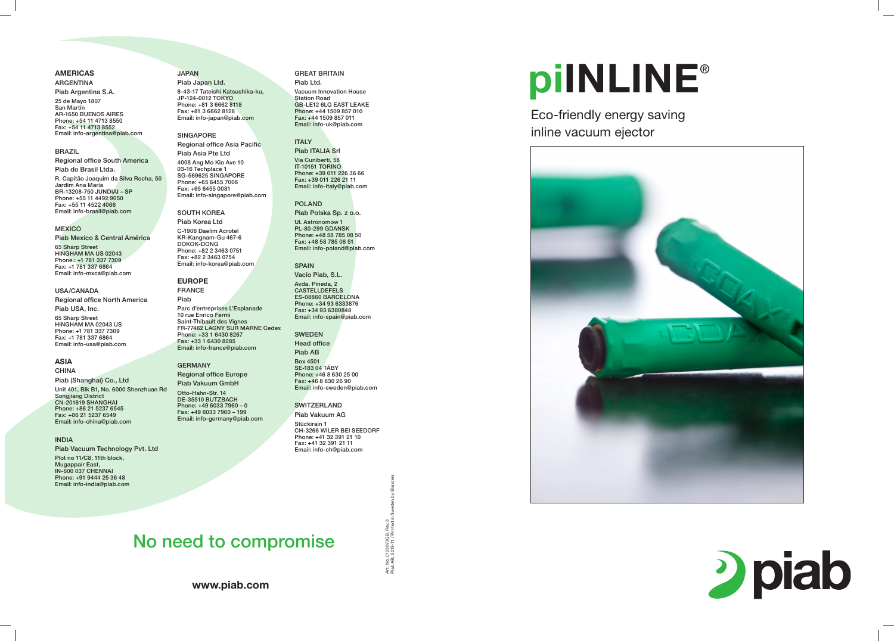# piINLINE®

Eco-friendly energy saving
inline vacuum ejector

## AMERICAS

**ARGENTINA**

Piab Argentina S.A.

25 de Mayo 1807
San Martin
AR-1650 BUENOS AIRES
Phone: +54 11 4713 8550
Fax: +54 11 4713 8552
Email: info-argentina@piab.com

**BRAZIL**

Regional office South America
Piab do Brasil Ltda.

R. Capitão Joaquim da Silva Rocha, 50
Jardim Ana Maria
BR-13208-750 JUNDIAI – SP
Phone: +55 11 4492 9050
Fax: +55 11 4522 4066
Email: info-brasil@piab.com

**MEXICO**

Piab Mexico & Central América

65 Sharp Street
HINGHAM MA US 02043
Phone.: +1 781 337 7309
Fax: +1 781 337 6864
Email: info-mxca@piab.com

**USA/CANADA**

Regional office North America
Piab USA, Inc.

65 Sharp Street
HINGHAM MA 02043 US
Phone: +1 781 337 7309
Fax: +1 781 337 6864
Email: info-usa@piab.com

## ASIA

**CHINA**

Piab (Shanghai) Co., Ltd

Unit 401, Blk B1, No. 6000 Shenzhuan Rd
Songjiang District
CN-201619 SHANGHAI
Phone: +86 21 5237 6545
Fax: +86 21 5237 6549
Email: info-china@piab.com

**INDIA**

Piab Vacuum Technology Pvt. Ltd

Plot no 11/C8, 11th block,
Mugappair East,
IN-600 037 CHENNAI
Phone: +91 9444 25 36 48
Email: info-india@piab.com

**JAPAN**

Piab Japan Ltd.

8-43-17 Tateishi Katsushika-ku,
JP-124-0012 TOKYO
Phone: +81 3 6662 8118
Fax: +81 3 6662 8128
Email: info-japan@piab.com

**SINGAPORE**

Regional office Asia Pacific
Piab Asia Pte Ltd

4008 Ang Mo Kio Ave 10
03-16 Techplace 1
SG-569625 SINGAPORE
Phone: +65 6455 7006
Fax: +65 6455 0081
Email: info-singapore@piab.com

**SOUTH KOREA**

Piab Korea Ltd

C-1906 Daelim Acrotel
KR-Kangnam-Gu 467-6
DOKOK-DONG
Phone: +82 2 3463 0751
Fax: +82 2 3463 0754
Email: info-korea@piab.com

## EUROPE

**FRANCE**

Piab

Parc d'entreprises L'Esplanade
10 rue Enrico Fermi
Saint-Thibault des Vignes
FR-77462 LAGNY SUR MARNE Cedex
Phone: +33 1 6430 8267
Fax: +33 1 6430 8285
Email: info-france@piab.com

**GERMANY**

Regional office Europe
Piab Vakuum GmbH

Otto-Hahn-Str. 14
DE-35510 BUTZBACH
Phone: +49 6033 7960 – 0
Fax: +49 6033 7960 – 199
Email: info-germany@piab.com

**GREAT BRITAIN**

Piab Ltd.

Vacuum Innovation House
Station Road
GB-LE12 6LQ EAST LEAKE
Phone: +44 1509 857 010
Fax: +44 1509 857 011
Email: info-uk@piab.com

**ITALY**

Piab ITALIA Srl

Via Cuniberti, 58
IT-10151 TORINO
Phone: +39 011 226 36 66
Fax: +39 011 226 21 11
Email: info-italy@piab.com

**POLAND**

Piab Polska Sp. z o.o.

Ul. Astronomow 1
PL-80-299 GDANSK
Phone: +48 58 785 08 50
Fax: +48 58 785 08 51
Email: info-poland@piab.com

**SPAIN**

Vacío Piab, S.L.

Avda. Pineda, 2
CASTELLDEFELS
ES-08860 BARCELONA
Phone: +34 93 6333876
Fax: +34 93 6380848
Email: info-spain@piab.com

**SWEDEN**

Head office
Piab AB

Box 4501
SE-183 04 TÄBY
Phone: +46 8 630 25 00
Fax: +46 8 630 26 90
Email: info-sweden@piab.com

**SWITZERLAND**

Piab Vakuum AG

Stückirain 1
CH-3266 WILER BEI SEEDORF
Phone: +41 32 391 21 10
Fax: +41 32 391 21 11
Email: info-ch@piab.com

## No need to compromise

**www.piab.com**

Art. No. 0123973GB, Rev. 3
Piab AB, 2012-11 / Printed in Sweden by Blanders

piab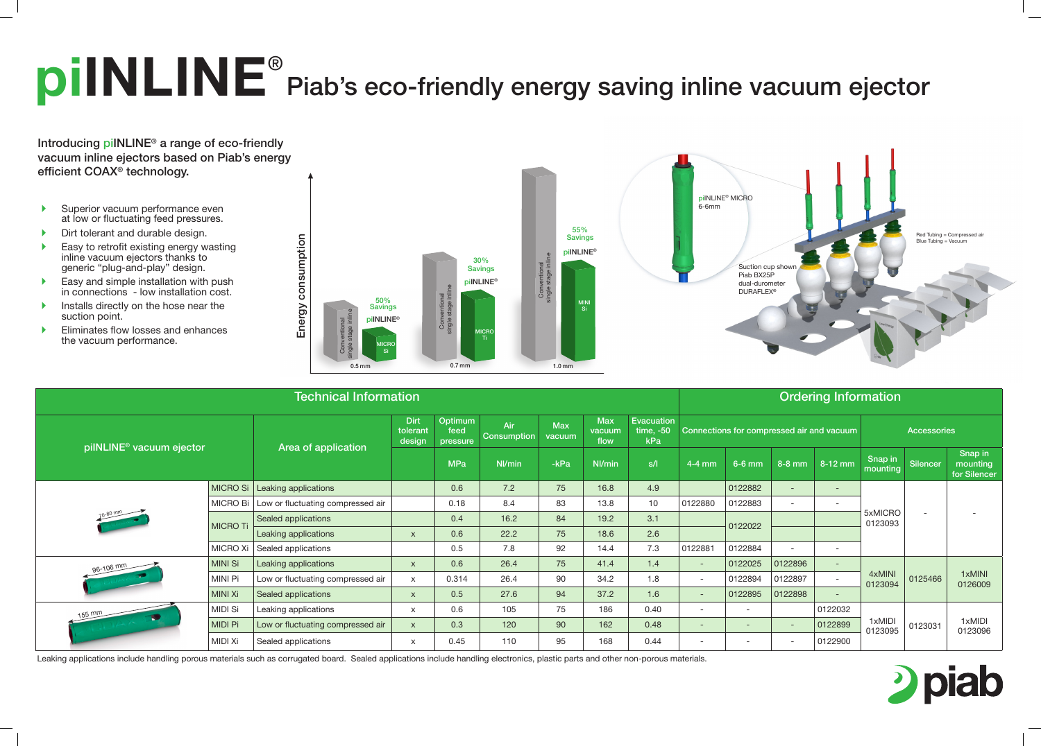# piINLINE® Piab's eco-friendly energy saving inline vacuum ejector

**Introducing piINLINE® a range of eco-friendly vacuum inline ejectors based on Piab's energy efficient COAX® technology.**

- Superior vacuum performance even at low or fluctuating feed pressures.
- Dirt tolerant and durable design.
- Easy to retrofit existing energy wasting inline vacuum ejectors thanks to generic "plug-and-play" design.
- Easy and simple installation with push in connections - low installation cost.
- Installs directly on the hose near the suction point.
- Eliminates flow losses and enhances the vacuum performance.

Energy consumption

Conventional single stage inline

50% Savings

piINLINE®

MICRO Si

0.5 mm

Conventional single stage inline

30% Savings

piINLINE®

MICRO Ti

0.7 mm

Conventional single stage inline

55% Savings

piINLINE®

MINI Si

1.0 mm

piINLINE® MICRO 6-6mm

Suction cup shown Piab BX25P dual-durometer DURAFLEX®

Red Tubing = Compressed air
Blue Tubing = Vacuum

| Technical Information | | | | | | | | | Ordering Information | | | | | | |
|---|---|---|---|---|---|---|---|---|---|---|---|---|---|---|---|
| piINLINE® vacuum ejector | | Area of application | Dirt tolerant design | Optimum feed pressure | Air Consumption | Max vacuum | Max vacuum flow | Evacuation time, -50 kPa | Connections for compressed air and vacuum | | | | Accessories | | |
| | | | | MPa | Nl/min | -kPa | Nl/min | s/l | 4-4 mm | 6-6 mm | 8-8 mm | 8-12 mm | Snap in mounting | Silencer | Snap in mounting for Silencer |
| 70-80 mm | MICRO Si | Leaking applications | | 0.6 | 7.2 | 75 | 16.8 | 4.9 | | 0122882 | - | - | 5xMICRO 0123093 | - | - |
| | MICRO Bi | Low or fluctuating compressed air | | 0.18 | 8.4 | 83 | 13.8 | 10 | 0122880 | 0122883 | - | - | | | |
| | MICRO Ti | Sealed applications | | 0.4 | 16.2 | 84 | 19.2 | 3.1 | | 0122022 | | | | | |
| | | Leaking applications | x | 0.6 | 22.2 | 75 | 18.6 | 2.6 | | | | | | | |
| | MICRO Xi | Sealed applications | | 0.5 | 7.8 | 92 | 14.4 | 7.3 | 0122881 | 0122884 | - | - | | | |
| 96-106 mm | MINI Si | Leaking applications | x | 0.6 | 26.4 | 75 | 41.4 | 1.4 | - | 0122025 | 0122896 | - | 4xMINI 0123094 | 0125466 | 1xMINI 0126009 |
| | MINI Pi | Low or fluctuating compressed air | x | 0.314 | 26.4 | 90 | 34.2 | 1.8 | - | 0122894 | 0122897 | - | | | |
| | MINI Xi | Sealed applications | x | 0.5 | 27.6 | 94 | 37.2 | 1.6 | - | 0122895 | 0122898 | - | | | |
| 155 mm | MIDI Si | Leaking applications | x | 0.6 | 105 | 75 | 186 | 0.40 | - | - | | 0122032 | 1xMIDI 0123095 | 0123031 | 1xMIDI 0123096 |
| | MIDI Pi | Low or fluctuating compressed air | x | 0.3 | 120 | 90 | 162 | 0.48 | - | - | - | 0122899 | | | |
| | MIDI Xi | Sealed applications | x | 0.45 | 110 | 95 | 168 | 0.44 | - | - | - | 0122900 | | | |

Leaking applications include handling porous materials such as corrugated board. Sealed applications include handling electronics, plastic parts and other non-porous materials.

piab